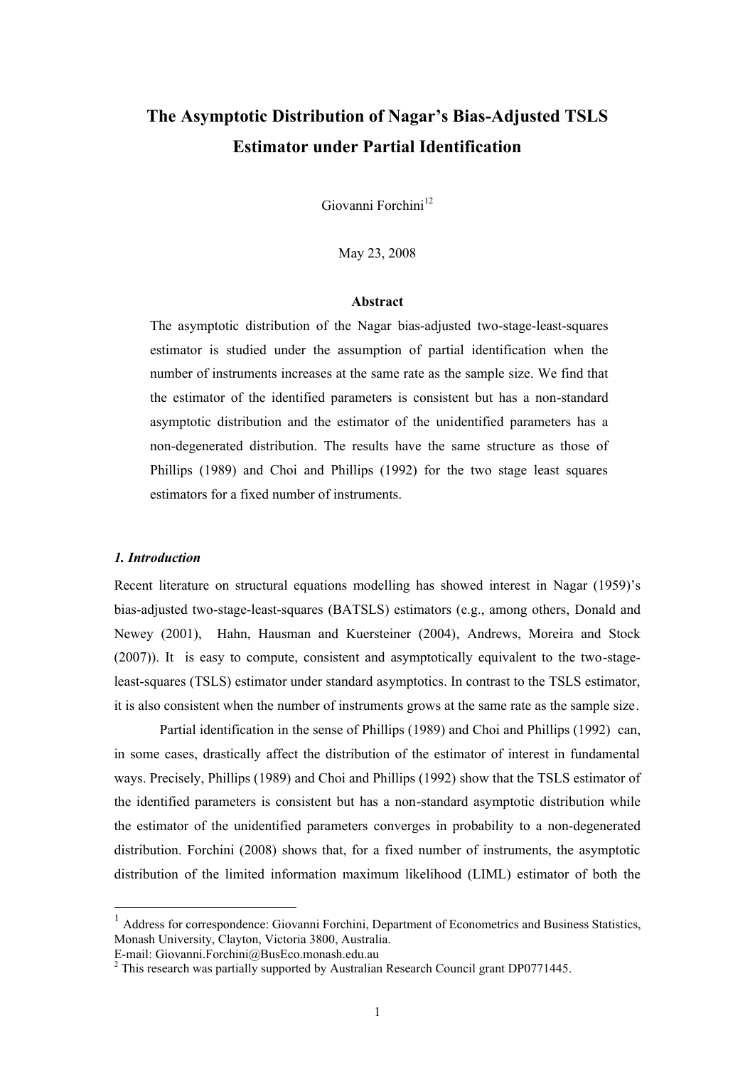# The Asymptotic Distribution of Nagar's Bias-Adjusted TSLS Estimator under Partial Identification

Giovanni Forchini[1,2]

May 23, 2008

### Abstract

The asymptotic distribution of the Nagar bias-adjusted two-stage-least-squares estimator is studied under the assumption of partial identification when the number of instruments increases at the same rate as the sample size. We find that the estimator of the identified parameters is consistent but has a non-standard asymptotic distribution and the estimator of the unidentified parameters has a non-degenerated distribution. The results have the same structure as those of Phillips (1989) and Choi and Phillips (1992) for the two stage least squares estimators for a fixed number of instruments.

## *1. Introduction*

Recent literature on structural equations modelling has showed interest in Nagar (1959)'s bias-adjusted two-stage-least-squares (BATSLS) estimators (e.g., among others, Donald and Newey (2001), Hahn, Hausman and Kuersteiner (2004), Andrews, Moreira and Stock (2007)). It is easy to compute, consistent and asymptotically equivalent to the two-stage-least-squares (TSLS) estimator under standard asymptotics. In contrast to the TSLS estimator, it is also consistent when the number of instruments grows at the same rate as the sample size.

Partial identification in the sense of Phillips (1989) and Choi and Phillips (1992) can, in some cases, drastically affect the distribution of the estimator of interest in fundamental ways. Precisely, Phillips (1989) and Choi and Phillips (1992) show that the TSLS estimator of the identified parameters is consistent but has a non-standard asymptotic distribution while the estimator of the unidentified parameters converges in probability to a non-degenerated distribution. Forchini (2008) shows that, for a fixed number of instruments, the asymptotic distribution of the limited information maximum likelihood (LIML) estimator of both the

---

[1] Address for correspondence: Giovanni Forchini, Department of Econometrics and Business Statistics, Monash University, Clayton, Victoria 3800, Australia.
E-mail: Giovanni.Forchini@BusEco.monash.edu.au

[2] This research was partially supported by Australian Research Council grant DP0771445.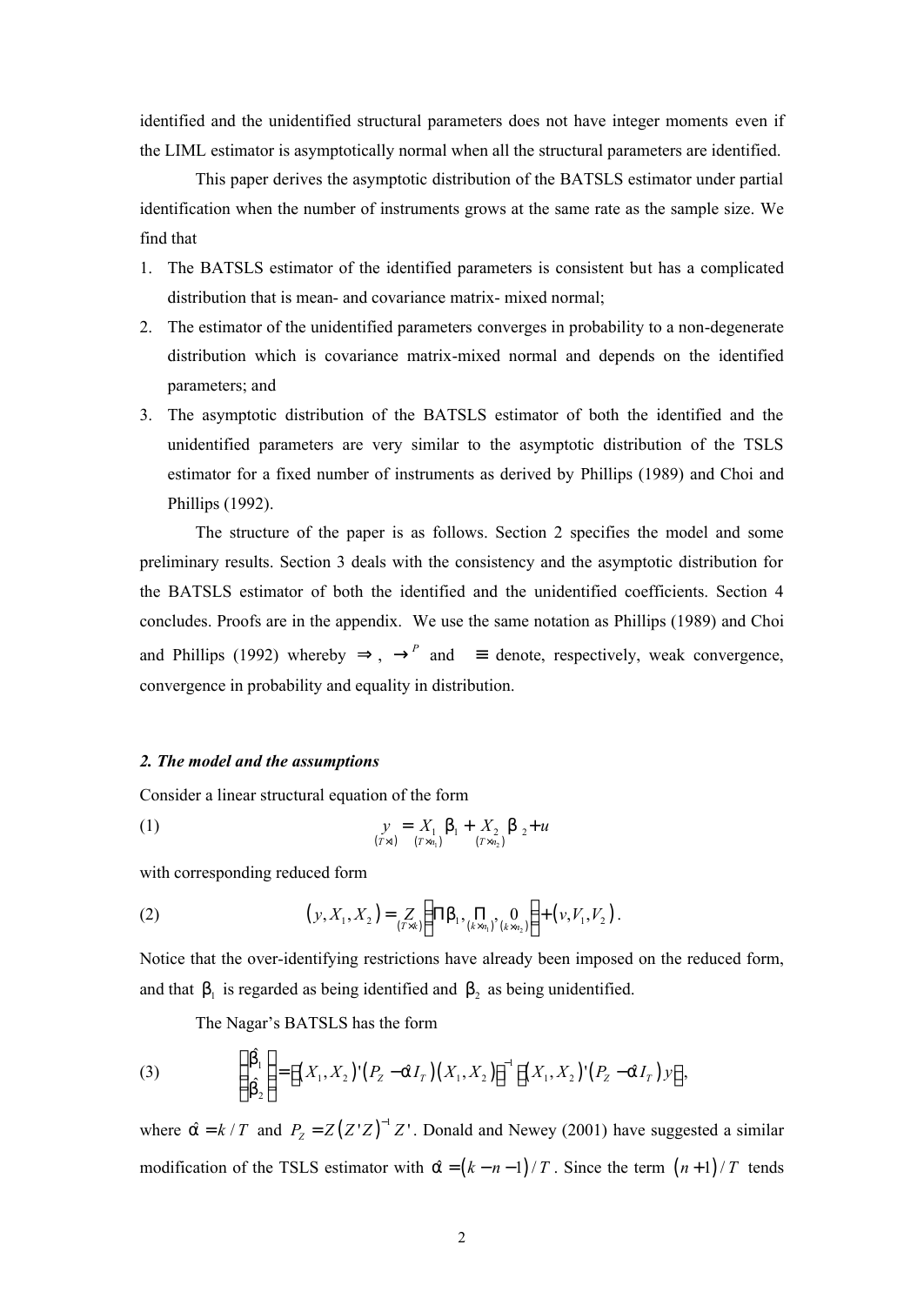identified and the unidentified structural parameters does not have integer moments even if the LIML estimator is asymptotically normal when all the structural parameters are identified.

This paper derives the asymptotic distribution of the BATSLS estimator under partial identification when the number of instruments grows at the same rate as the sample size. We find that

1. The BATSLS estimator of the identified parameters is consistent but has a complicated distribution that is mean- and covariance matrix- mixed normal;
2. The estimator of the unidentified parameters converges in probability to a non-degenerate distribution which is covariance matrix-mixed normal and depends on the identified parameters; and
3. The asymptotic distribution of the BATSLS estimator of both the identified and the unidentified parameters are very similar to the asymptotic distribution of the TSLS estimator for a fixed number of instruments as derived by Phillips (1989) and Choi and Phillips (1992).

The structure of the paper is as follows. Section 2 specifies the model and some preliminary results. Section 3 deals with the consistency and the asymptotic distribution for the BATSLS estimator of both the identified and the unidentified coefficients. Section 4 concludes. Proofs are in the appendix. We use the same notation as Phillips (1989) and Choi and Phillips (1992) whereby $\Rightarrow$, $\rightarrow^{P}$ and $\equiv$ denote, respectively, weak convergence, convergence in probability and equality in distribution.

### *2. The model and the assumptions*

Consider a linear structural equation of the form

$$\underset{(T\times 1)}{y} = \underset{(T\times n_1)}{X_1}\beta_1 + \underset{(T\times n_2)}{X_2}\beta_2 + u \tag{1}$$

with corresponding reduced form

$$\left(y, X_1, X_2\right) = \underset{(T\times k)}{Z}\left[\Pi\beta_1, \underset{(k\times n_1)}{\Pi}, \underset{(k\times n_2)}{0}\right] + \left(v, V_1, V_2\right). \tag{2}$$

Notice that the over-identifying restrictions have already been imposed on the reduced form, and that $\beta_1$ is regarded as being identified and $\beta_2$ as being unidentified.

The Nagar's BATSLS has the form

$$\begin{bmatrix}\hat{\beta}_1\\ \hat{\beta}_2\end{bmatrix} = \left[\left(X_1, X_2\right)'\left(P_Z - \hat{\alpha} I_T\right)\left(X_1, X_2\right)\right]^{-1}\left[\left(X_1, X_2\right)'\left(P_Z - \hat{\alpha} I_T\right)y\right], \tag{3}$$

where $\hat{\alpha} = k/T$ and $P_Z = Z\left(Z'Z\right)^{-1}Z'$. Donald and Newey (2001) have suggested a similar modification of the TSLS estimator with $\hat{\alpha} = \left(k - n - 1\right)/T$. Since the term $\left(n+1\right)/T$ tends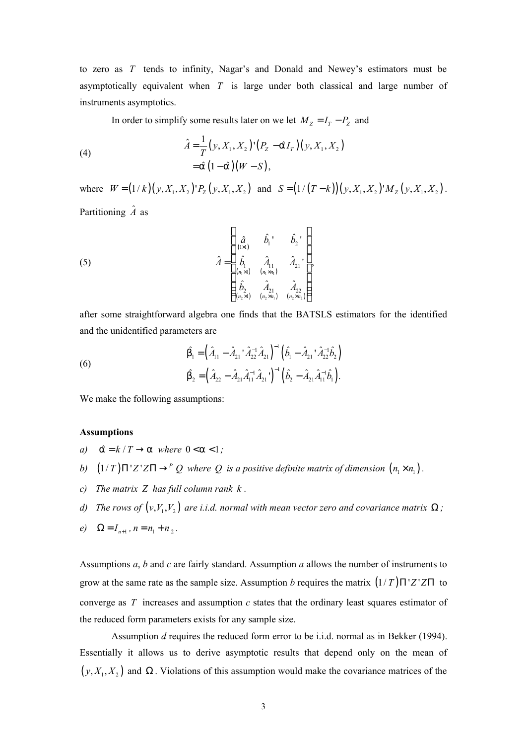to zero as $T$ tends to infinity, Nagar's and Donald and Newey's estimators must be asymptotically equivalent when $T$ is large under both classical and large number of instruments asymptotics.

In order to simplify some results later on we let $M_Z = I_T - P_Z$ and

$$
\begin{aligned}
\hat{A} &= \frac{1}{T}\left(y, X_1, X_2\right)'\left(P_Z - \hat{\alpha} I_T\right)\left(y, X_1, X_2\right) \\
&= \hat{\alpha}\left(1-\hat{\alpha}\right)\left(W - S\right),
\end{aligned} \tag{4}
$$

where $W = \left(1/k\right)\left(y, X_1, X_2\right)' P_Z \left(y, X_1, X_2\right)$ and $S = \left(1/\left(T-k\right)\right)\left(y, X_1, X_2\right)' M_Z \left(y, X_1, X_2\right)$. Partitioning $\hat{A}$ as

$$
\hat{A} = \begin{bmatrix} \underset{(1\times 1)}{\hat{a}} & \hat{b}_1' & \hat{b}_2' \\ \underset{(n_1\times 1)}{\hat{b}_1} & \underset{(n_1\times n_1)}{\hat{A}_{11}} & \hat{A}_{21}' \\ \underset{(n_2\times 1)}{\hat{b}_2} & \underset{(n_2\times n_1)}{\hat{A}_{21}} & \underset{(n_2\times n_2)}{\hat{A}_{22}} \end{bmatrix}, \tag{5}
$$

after some straightforward algebra one finds that the BATSLS estimators for the identified and the unidentified parameters are

$$
\begin{aligned}
\hat{\beta}_1 &= \left(\hat{A}_{11} - \hat{A}_{21}'\hat{A}_{22}^{-1}\hat{A}_{21}\right)^{-1}\left(\hat{b}_1 - \hat{A}_{21}'\hat{A}_{22}^{-1}\hat{b}_2\right) \\
\hat{\beta}_2 &= \left(\hat{A}_{22} - \hat{A}_{21}\hat{A}_{11}^{-1}\hat{A}_{21}'\right)^{-1}\left(\hat{b}_2 - \hat{A}_{21}\hat{A}_{11}^{-1}\hat{b}_1\right).
\end{aligned} \tag{6}
$$

We make the following assumptions:

**Assumptions**

*a)* $\hat{\alpha} = k/T \to \alpha$ *where* $0 < \alpha < 1$;

*b)* $\left(1/T\right)\Pi' Z' Z \Pi \to^{P} Q$ *where* $Q$ *is a positive definite matrix of dimension* $\left(n_1 \times n_1\right)$.

*c) The matrix* $Z$ *has full column rank* $k$.

*d) The rows of* $\left(v, V_1, V_2\right)$ *are i.i.d. normal with mean vector zero and covariance matrix* $\Omega$;

*e)* $\Omega = I_{n+1}$, $n = n_1 + n_2$.

Assumptions *a*, *b* and *c* are fairly standard. Assumption *a* allows the number of instruments to grow at the same rate as the sample size. Assumption *b* requires the matrix $\left(1/T\right)\Pi' Z' Z \Pi$ to converge as $T$ increases and assumption *c* states that the ordinary least squares estimator of the reduced form parameters exists for any sample size.

Assumption *d* requires the reduced form error to be i.i.d. normal as in Bekker (1994). Essentially it allows us to derive asymptotic results that depend only on the mean of $\left(y, X_1, X_2\right)$ and $\Omega$. Violations of this assumption would make the covariance matrices of the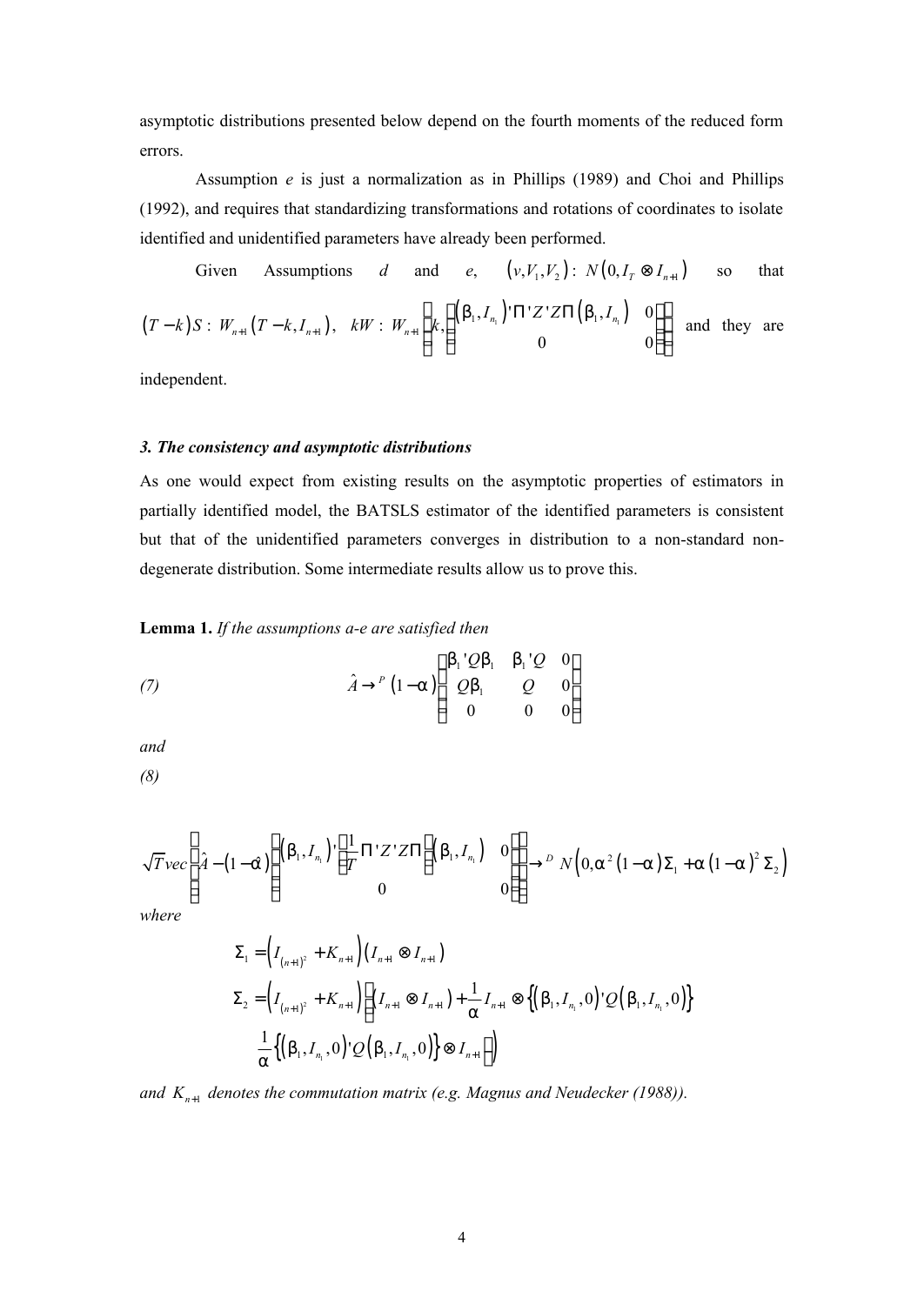asymptotic distributions presented below depend on the fourth moments of the reduced form errors.

Assumption *e* is just a normalization as in Phillips (1989) and Choi and Phillips (1992), and requires that standardizing transformations and rotations of coordinates to isolate identified and unidentified parameters have already been performed.

Given Assumptions *d* and *e*, $(v, V_1, V_2) \sim N(0, I_T \otimes I_{n+1})$ so that $(T-k)S \sim W_{n+1}(T-k, I_{n+1})$, $kW \sim W_{n+1}\left(k, \begin{bmatrix} (\beta_1, I_{n_1})'\Pi' Z' Z\Pi(\beta_1, I_{n_1}) & 0 \\ 0 & 0 \end{bmatrix}\right)$ and they are independent.

### *3. The consistency and asymptotic distributions*

As one would expect from existing results on the asymptotic properties of estimators in partially identified model, the BATSLS estimator of the identified parameters is consistent but that of the unidentified parameters converges in distribution to a non-standard non-degenerate distribution. Some intermediate results allow us to prove this.

**Lemma 1.** *If the assumptions a-e are satisfied then*

*(7)*
$$\hat{A} \to^{P} (1-\alpha)\begin{bmatrix} \beta_1' Q \beta_1 & \beta_1' Q & 0 \\ Q\beta_1 & Q & 0 \\ 0 & 0 & 0 \end{bmatrix}$$

*and*

*(8)*
$$\sqrt{T}\, vec\left(\hat{A} - (1-\hat{\alpha})\begin{bmatrix} (\beta_1, I_{n_1})'\left(\frac{1}{T}\Pi' Z' Z\Pi\right)(\beta_1, I_{n_1}) & 0 \\ 0 & 0 \end{bmatrix}\right) \to^{D} N\left(0, \alpha^2(1-\alpha)\Sigma_1 + \alpha(1-\alpha)^2\Sigma_2\right)$$

*where*

$$\Sigma_1 = \left(I_{(n+1)^2} + K_{n+1}\right)\left(I_{n+1} \otimes I_{n+1}\right)$$

$$\Sigma_2 = \left(I_{(n+1)^2} + K_{n+1}\right)\left(\left(I_{n+1} \otimes I_{n+1}\right) + \frac{1}{\alpha} I_{n+1} \otimes \left\{(\beta_1, I_{n_1}, 0)' Q (\beta_1, I_{n_1}, 0)\right\} \right.$$
$$\left. \frac{1}{\alpha}\left\{(\beta_1, I_{n_1}, 0)' Q (\beta_1, I_{n_1}, 0)\right\} \otimes I_{n+1}\right)$$

*and* $K_{n+1}$ *denotes the commutation matrix (e.g. Magnus and Neudecker (1988)).*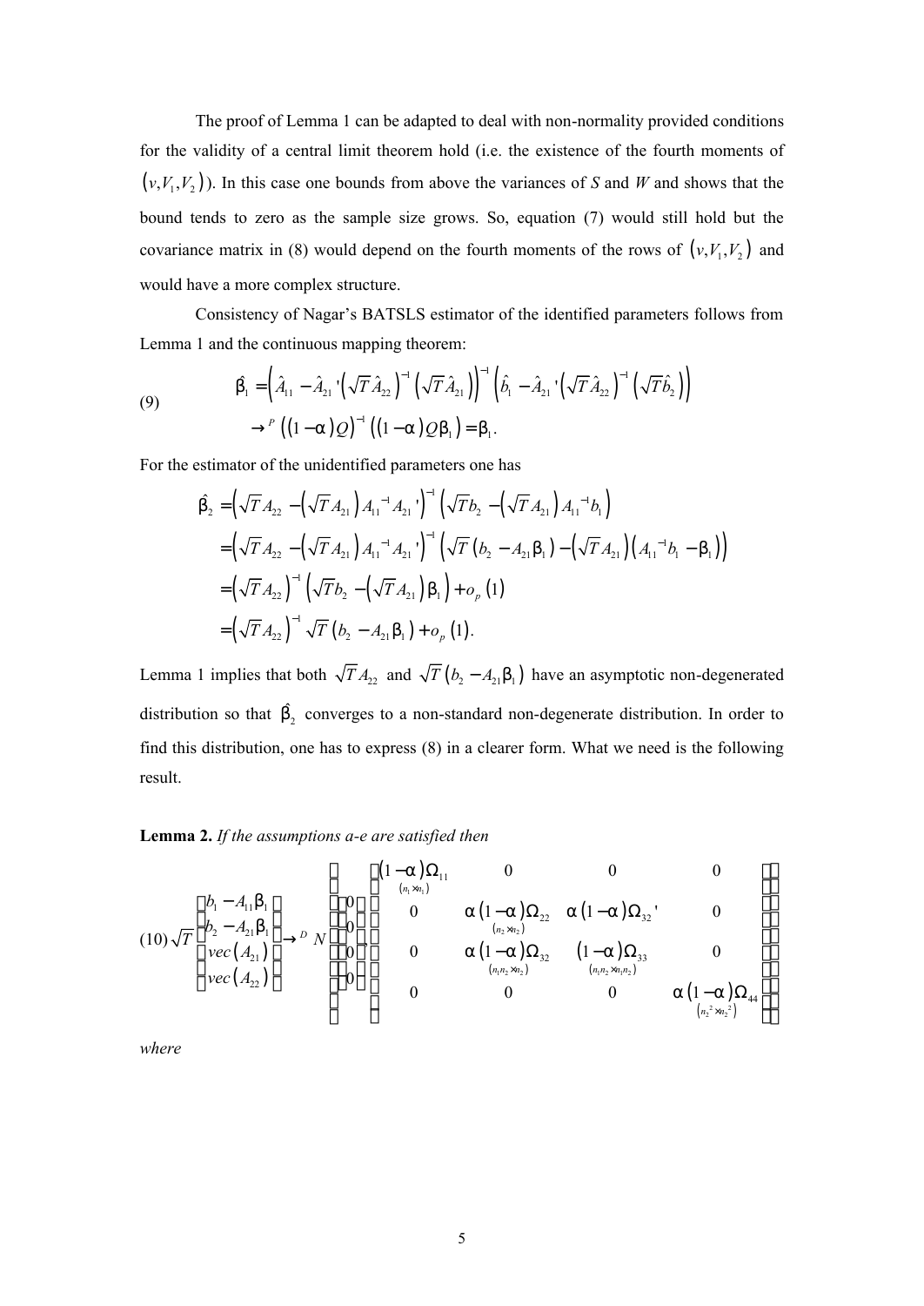The proof of Lemma 1 can be adapted to deal with non-normality provided conditions for the validity of a central limit theorem hold (i.e. the existence of the fourth moments of $(v, V_1, V_2)$). In this case one bounds from above the variances of *S* and *W* and shows that the bound tends to zero as the sample size grows. So, equation (7) would still hold but the covariance matrix in (8) would depend on the fourth moments of the rows of $(v, V_1, V_2)$ and would have a more complex structure.

Consistency of Nagar's BATSLS estimator of the identified parameters follows from Lemma 1 and the continuous mapping theorem:

$$
\begin{aligned}
\hat{\beta}_1 &= \left(\hat{A}_{11} - \hat{A}_{21}'\left(\sqrt{T}\hat{A}_{22}\right)^{-1}\left(\sqrt{T}\hat{A}_{21}\right)\right)^{-1}\left(\hat{b}_1 - \hat{A}_{21}'\left(\sqrt{T}\hat{A}_{22}\right)^{-1}\left(\sqrt{T}\hat{b}_2\right)\right) \\
&\rightarrow^P \left((1-\alpha)Q\right)^{-1}\left((1-\alpha)Q\beta_1\right) = \beta_1 .
\end{aligned} \tag{9}
$$

For the estimator of the unidentified parameters one has

$$
\begin{aligned}
\hat{\beta}_2 &= \left(\sqrt{T}A_{22} - \left(\sqrt{T}A_{21}\right)A_{11}^{-1}A_{21}'\right)^{-1}\left(\sqrt{T}b_2 - \left(\sqrt{T}A_{21}\right)A_{11}^{-1}b_1\right) \\
&= \left(\sqrt{T}A_{22} - \left(\sqrt{T}A_{21}\right)A_{11}^{-1}A_{21}'\right)^{-1}\left(\sqrt{T}\left(b_2 - A_{21}\beta_1\right) - \left(\sqrt{T}A_{21}\right)\left(A_{11}^{-1}b_1 - \beta_1\right)\right) \\
&= \left(\sqrt{T}A_{22}\right)^{-1}\left(\sqrt{T}b_2 - \left(\sqrt{T}A_{21}\right)\beta_1\right) + o_p(1) \\
&= \left(\sqrt{T}A_{22}\right)^{-1}\sqrt{T}\left(b_2 - A_{21}\beta_1\right) + o_p(1).
\end{aligned}
$$

Lemma 1 implies that both $\sqrt{T}A_{22}$ and $\sqrt{T}\left(b_2 - A_{21}\beta_1\right)$ have an asymptotic non-degenerated distribution so that $\hat{\beta}_2$ converges to a non-standard non-degenerate distribution. In order to find this distribution, one has to express (8) in a clearer form. What we need is the following result.

**Lemma 2.** *If the assumptions a-e are satisfied then*

$$
\sqrt{T}\begin{pmatrix} b_1 - A_{11}\beta_1 \\ b_2 - A_{21}\beta_1 \\ vec\left(A_{21}\right) \\ vec\left(A_{22}\right) \end{pmatrix} \rightarrow^D N\left(\begin{pmatrix} 0 \\ 0 \\ 0 \\ 0 \end{pmatrix}, \begin{pmatrix} \underset{(n_1\times n_1)}{(1-\alpha)\Omega_{11}} & 0 & 0 & 0 \\ 0 & \underset{(n_2\times n_2)}{\alpha(1-\alpha)\Omega_{22}} & \alpha(1-\alpha)\Omega_{32}' & 0 \\ 0 & \underset{(n_1 n_2\times n_2)}{\alpha(1-\alpha)\Omega_{32}} & \underset{(n_1 n_2\times n_1 n_2)}{(1-\alpha)\Omega_{33}} & 0 \\ 0 & 0 & 0 & \underset{(n_2^2\times n_2^2)}{\alpha(1-\alpha)\Omega_{44}} \end{pmatrix}\right) \tag{10}
$$

*where*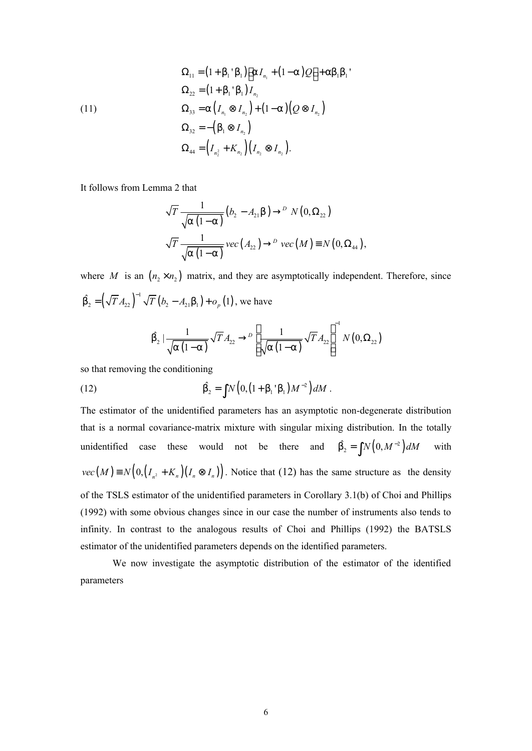$$
(11) \qquad
\begin{aligned}
\Omega_{11} &= \left(1+\beta_1{}'\beta_1\right)\left[\alpha I_{n_1} + \left(1-\alpha\right)Q\right] + \alpha\beta_1\beta_1{}' \\
\Omega_{22} &= \left(1+\beta_1{}'\beta_1\right)I_{n_2} \\
\Omega_{33} &= \alpha\left(I_{n_1}\otimes I_{n_2}\right) + \left(1-\alpha\right)\left(Q\otimes I_{n_2}\right) \\
\Omega_{32} &= -\left(\beta_1\otimes I_{n_2}\right) \\
\Omega_{44} &= \left(I_{n_2^2}+K_{n_2}\right)\left(I_{n_2}\otimes I_{n_2}\right).
\end{aligned}
$$

It follows from Lemma 2 that

$$
\sqrt{T}\frac{1}{\sqrt{\alpha\left(1-\alpha\right)}}\left(b_2 - A_{21}\beta\right) \to^D N\left(0,\Omega_{22}\right)
$$

$$
\sqrt{T}\frac{1}{\sqrt{\alpha\left(1-\alpha\right)}}vec\left(A_{22}\right) \to^D vec\left(M\right) \equiv N\left(0,\Omega_{44}\right),
$$

where $M$ is an $\left(n_2\times n_2\right)$ matrix, and they are asymptotically independent. Therefore, since $\hat{\beta}_2 = \left(\sqrt{T}A_{22}\right)^{-1}\sqrt{T}\left(b_2 - A_{21}\beta_1\right) + o_p\left(1\right)$, we have

$$
\hat{\beta}_2 \mid \frac{1}{\sqrt{\alpha\left(1-\alpha\right)}}\sqrt{T}A_{22} \to^D \left(\frac{1}{\sqrt{\alpha\left(1-\alpha\right)}}\sqrt{T}A_{22}\right)^{-1} N\left(0,\Omega_{22}\right)
$$

so that removing the conditioning

$$
(12) \qquad \hat{\beta}_2 = \int N\left(0,\left(1+\beta_1{}'\beta_1\right)M^{-2}\right)dM .
$$

The estimator of the unidentified parameters has an asymptotic non-degenerate distribution that is a normal covariance-matrix mixture with singular mixing distribution. In the totally unidentified case these would not be there and $\hat{\beta}_2 = \int N\left(0,M^{-2}\right)dM$ with $vec\left(M\right)\equiv N\left(0,\left(I_{n^2}+K_n\right)\left(I_n\otimes I_n\right)\right)$. Notice that (12) has the same structure as the density of the TSLS estimator of the unidentified parameters in Corollary 3.1(b) of Choi and Phillips (1992) with some obvious changes since in our case the number of instruments also tends to infinity. In contrast to the analogous results of Choi and Phillips (1992) the BATSLS estimator of the unidentified parameters depends on the identified parameters.

We now investigate the asymptotic distribution of the estimator of the identified parameters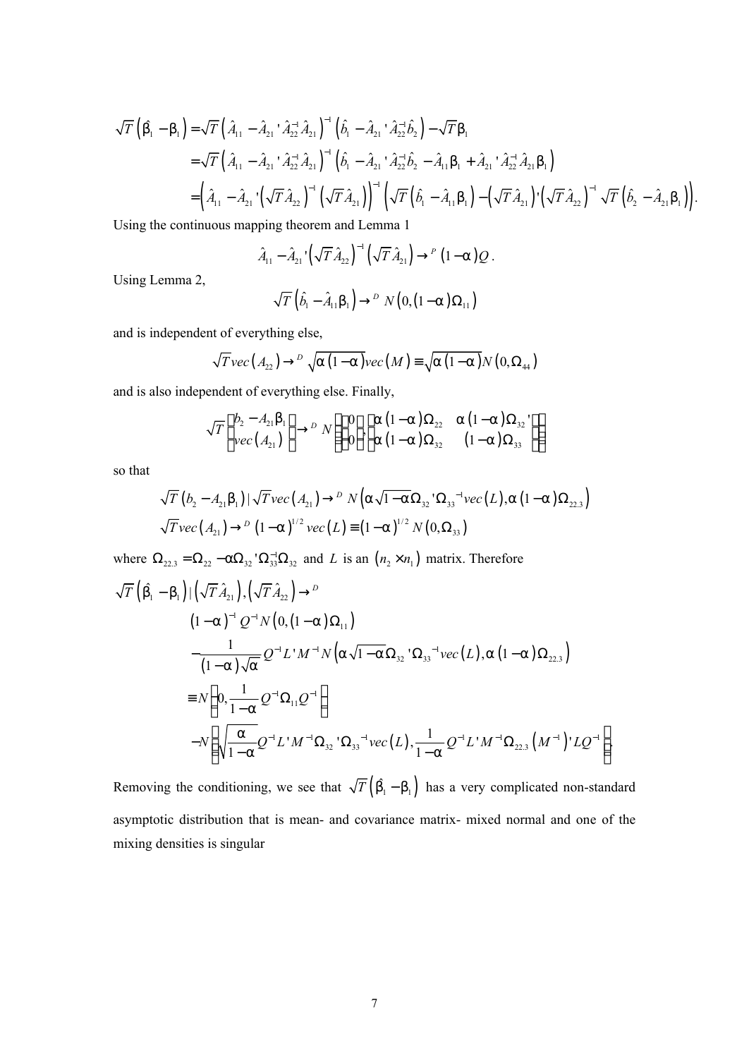$$
\begin{aligned}
\sqrt{T}\left(\hat{\beta}_1 - \beta_1\right) &= \sqrt{T}\left(\hat{A}_{11} - \hat{A}_{21}{}'\hat{A}_{22}^{-1}\hat{A}_{21}\right)^{-1}\left(\hat{b}_1 - \hat{A}_{21}{}'\hat{A}_{22}^{-1}\hat{b}_2\right) - \sqrt{T}\beta_1 \\
&= \sqrt{T}\left(\hat{A}_{11} - \hat{A}_{21}{}'\hat{A}_{22}^{-1}\hat{A}_{21}\right)^{-1}\left(\hat{b}_1 - \hat{A}_{21}{}'\hat{A}_{22}^{-1}\hat{b}_2 - \hat{A}_{11}\beta_1 + \hat{A}_{21}{}'\hat{A}_{22}^{-1}\hat{A}_{21}\beta_1\right) \\
&= \left(\hat{A}_{11} - \hat{A}_{21}{}'\left(\sqrt{T}\hat{A}_{22}\right)^{-1}\left(\sqrt{T}\hat{A}_{21}\right)\right)^{-1}\left(\sqrt{T}\left(\hat{b}_1 - \hat{A}_{11}\beta_1\right) - \left(\sqrt{T}\hat{A}_{21}\right)'\left(\sqrt{T}\hat{A}_{22}\right)^{-1}\sqrt{T}\left(\hat{b}_2 - \hat{A}_{21}\beta_1\right)\right).
\end{aligned}
$$

Using the continuous mapping theorem and Lemma 1

$$
\hat{A}_{11} - \hat{A}_{21}{}'\left(\sqrt{T}\hat{A}_{22}\right)^{-1}\left(\sqrt{T}\hat{A}_{21}\right) \to^{P} (1-\alpha)Q .
$$

Using Lemma 2,

$$
\sqrt{T}\left(\hat{b}_1 - \hat{A}_{11}\beta_1\right) \to^{D} N\left(0,(1-\alpha)\Omega_{11}\right)
$$

and is independent of everything else,

$$
\sqrt{T}vec\left(A_{22}\right) \to^{D} \sqrt{\alpha(1-\alpha)}vec(M) \equiv \sqrt{\alpha(1-\alpha)}N\left(0,\Omega_{44}\right)
$$

and is also independent of everything else. Finally,

$$
\sqrt{T}\begin{pmatrix} b_2 - A_{21}\beta_1 \\ vec\left(A_{21}\right) \end{pmatrix} \to^{D} N\left(\begin{pmatrix} 0 \\ 0 \end{pmatrix}, \begin{pmatrix} \alpha(1-\alpha)\Omega_{22} & \alpha(1-\alpha)\Omega_{32}{}' \\ \alpha(1-\alpha)\Omega_{32} & (1-\alpha)\Omega_{33} \end{pmatrix}\right)
$$

so that

$$
\begin{aligned}
&\sqrt{T}\left(b_2 - A_{21}\beta_1\right) \mid \sqrt{T}vec\left(A_{21}\right) \to^{D} N\left(\alpha\sqrt{1-\alpha}\,\Omega_{32}{}'\Omega_{33}{}^{-1}vec(L), \alpha(1-\alpha)\Omega_{22.3}\right) \\
&\sqrt{T}vec\left(A_{21}\right) \to^{D} (1-\alpha)^{1/2}vec(L) \equiv (1-\alpha)^{1/2}N\left(0,\Omega_{33}\right)
\end{aligned}
$$

where $\Omega_{22.3} = \Omega_{22} - \alpha\Omega_{32}{}'\Omega_{33}^{-1}\Omega_{32}$ and $L$ is an $\left(n_2 \times n_1\right)$ matrix. Therefore

$$
\begin{aligned}
&\sqrt{T}\left(\hat{\beta}_1 - \beta_1\right) \mid \left(\sqrt{T}\hat{A}_{21}\right), \left(\sqrt{T}\hat{A}_{22}\right) \to^{D} \\
&\qquad (1-\alpha)^{-1}Q^{-1}N\left(0,(1-\alpha)\Omega_{11}\right) \\
&\qquad - \frac{1}{(1-\alpha)\sqrt{\alpha}}Q^{-1}L'M^{-1}N\left(\alpha\sqrt{1-\alpha}\,\Omega_{32}{}'\Omega_{33}{}^{-1}vec(L), \alpha(1-\alpha)\Omega_{22.3}\right) \\
&\qquad \equiv N\left(0, \frac{1}{1-\alpha}Q^{-1}\Omega_{11}Q^{-1}\right) \\
&\qquad - N\left(\sqrt{\frac{\alpha}{1-\alpha}}Q^{-1}L'M^{-1}\Omega_{32}{}'\Omega_{33}{}^{-1}vec(L), \frac{1}{1-\alpha}Q^{-1}L'M^{-1}\Omega_{22.3}\left(M^{-1}\right)'LQ^{-1}\right).
\end{aligned}
$$

Removing the conditioning, we see that $\sqrt{T}\left(\hat{\beta}_1 - \beta_1\right)$ has a very complicated non-standard asymptotic distribution that is mean- and covariance matrix- mixed normal and one of the mixing densities is singular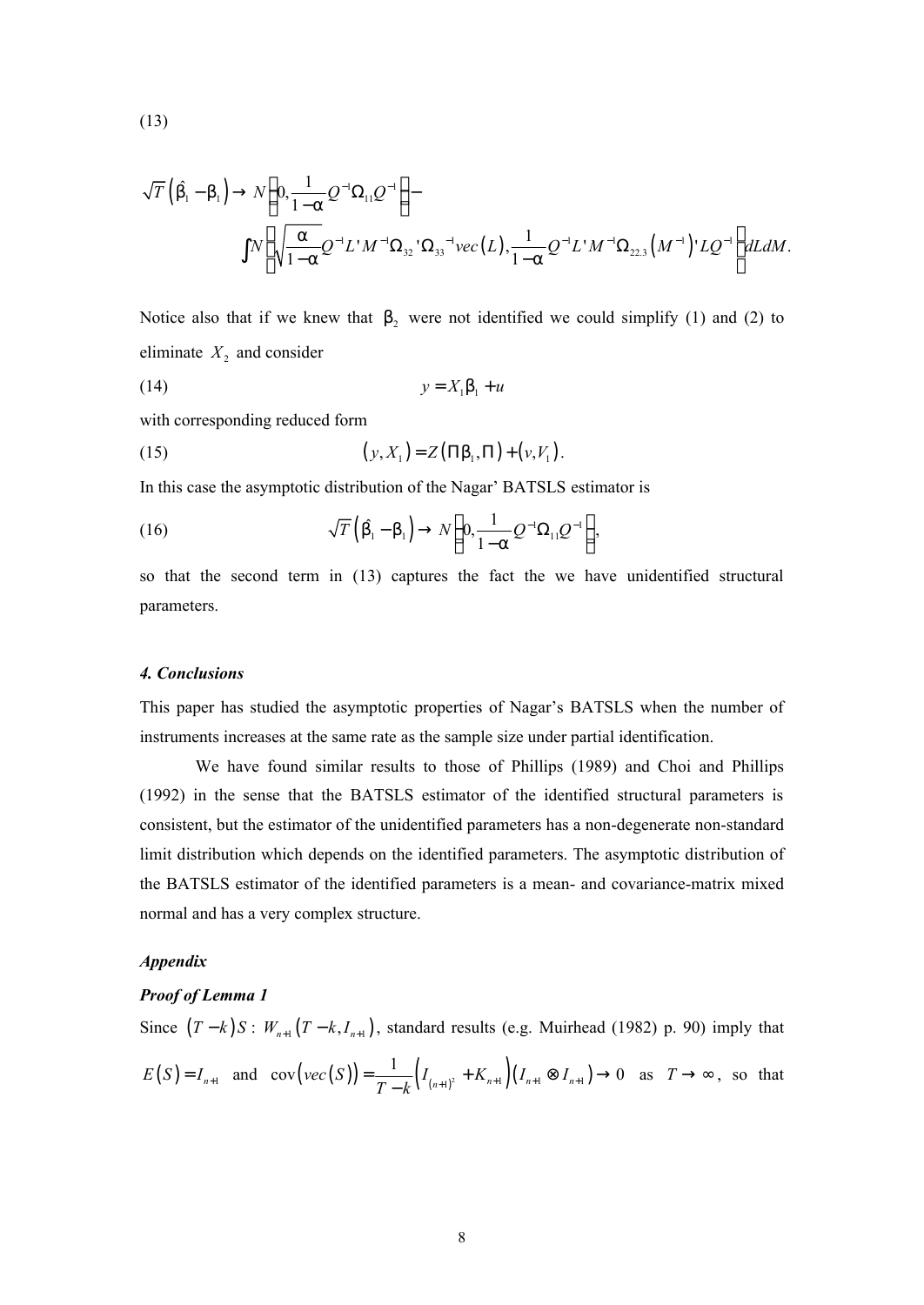(13)

$$\sqrt{T}\left(\hat{\beta}_1-\beta_1\right)\rightarrow N\left(0,\frac{1}{1-\alpha}Q^{-1}\Omega_{11}Q^{-1}\right)-$$

$$\int N\left(\sqrt{\frac{\alpha}{1-\alpha}}Q^{-1}L'M^{-1}\Omega_{32}{}'\Omega_{33}{}^{-1}vec\left(L\right),\frac{1}{1-\alpha}Q^{-1}L'M^{-1}\Omega_{22.3}\left(M^{-1}\right)'LQ^{-1}\right)dLdM.$$

Notice also that if we knew that $\beta_2$ were not identified we could simplify (1) and (2) to eliminate $X_2$ and consider

$$y=X_1\beta_1+u \tag{14}$$

with corresponding reduced form

$$\left(y,X_1\right)=Z\left(\Pi\beta_1,\Pi\right)+\left(v,V_1\right). \tag{15}$$

In this case the asymptotic distribution of the Nagar' BATSLS estimator is

$$\sqrt{T}\left(\hat{\beta}_1-\beta_1\right)\rightarrow N\left(0,\frac{1}{1-\alpha}Q^{-1}\Omega_{11}Q^{-1}\right), \tag{16}$$

so that the second term in (13) captures the fact the we have unidentified structural parameters.

### *4. Conclusions*

This paper has studied the asymptotic properties of Nagar's BATSLS when the number of instruments increases at the same rate as the sample size under partial identification.

We have found similar results to those of Phillips (1989) and Choi and Phillips (1992) in the sense that the BATSLS estimator of the identified structural parameters is consistent, but the estimator of the unidentified parameters has a non-degenerate non-standard limit distribution which depends on the identified parameters. The asymptotic distribution of the BATSLS estimator of the identified parameters is a mean- and covariance-matrix mixed normal and has a very complex structure.

### *Appendix*

#### *Proof of Lemma 1*

Since $\left(T-k\right)S:W_{n+1}\left(T-k,I_{n+1}\right)$, standard results (e.g. Muirhead (1982) p. 90) imply that $E\left(S\right)=I_{n+1}$ and $\mathrm{cov}\left(vec\left(S\right)\right)=\frac{1}{T-k}\left(I_{(n+1)^2}+K_{n+1}\right)\left(I_{n+1}\otimes I_{n+1}\right)\rightarrow 0$ as $T\rightarrow\infty$, so that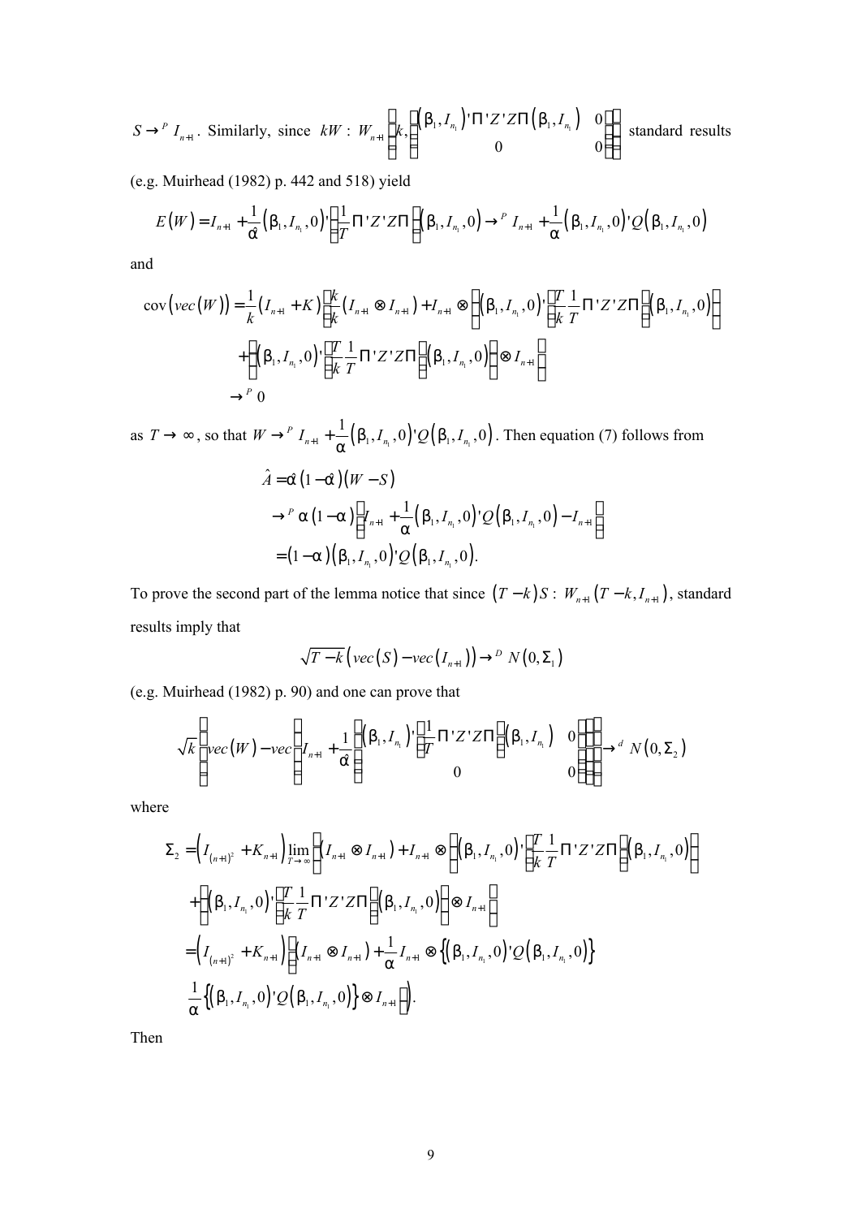$S \to^P I_{n+1}$. Similarly, since $kW : W_{n+1}\left(k, \begin{pmatrix} (\beta_1, I_{n_1})' \Pi' Z' Z \Pi (\beta_1, I_{n_1}) & 0 \\ 0 & 0 \end{pmatrix}\right)$ standard results (e.g. Muirhead (1982) p. 442 and 518) yield

$$E(W) = I_{n+1} + \frac{1}{\hat{\alpha}} (\beta_1, I_{n_1}, 0)' \left(\frac{1}{T} \Pi' Z' Z \Pi\right) (\beta_1, I_{n_1}, 0) \to^P I_{n+1} + \frac{1}{\alpha} (\beta_1, I_{n_1}, 0)' Q (\beta_1, I_{n_1}, 0)$$

and

$$\begin{aligned}
\operatorname{cov}(vec(W)) &= \frac{1}{k}(I_{n+1} + K)\left(\frac{k}{k}(I_{n+1} \otimes I_{n+1}) + I_{n+1} \otimes \left\{(\beta_1, I_{n_1}, 0)' \left(\frac{T}{k}\frac{1}{T}\Pi' Z' Z \Pi\right)(\beta_1, I_{n_1}, 0)\right\}\right. \\
&\quad \left. + \left\{(\beta_1, I_{n_1}, 0)' \left(\frac{T}{k}\frac{1}{T}\Pi' Z' Z \Pi\right)(\beta_1, I_{n_1}, 0)\right\} \otimes I_{n+1}\right) \\
&\to^P 0
\end{aligned}$$

as $T \to \infty$, so that $W \to^P I_{n+1} + \frac{1}{\alpha}(\beta_1, I_{n_1}, 0)' Q (\beta_1, I_{n_1}, 0)$. Then equation (7) follows from

$$\begin{aligned}
\hat{A} &= \hat{\alpha}(1 - \hat{\alpha})(W - S) \\
&\to^P \alpha(1 - \alpha)\left(I_{n+1} + \frac{1}{\alpha}(\beta_1, I_{n_1}, 0)' Q (\beta_1, I_{n_1}, 0) - I_{n+1}\right) \\
&= (1 - \alpha)(\beta_1, I_{n_1}, 0)' Q (\beta_1, I_{n_1}, 0).
\end{aligned}$$

To prove the second part of the lemma notice that since $(T - k)S : W_{n+1}(T - k, I_{n+1})$, standard results imply that

$$\sqrt{T - k}\left(vec(S) - vec(I_{n+1})\right) \to^D N(0, \Sigma_1)$$

(e.g. Muirhead (1982) p. 90) and one can prove that

$$\sqrt{k}\left(vec(W) - vec\left(I_{n+1} + \frac{1}{\hat{\alpha}}\begin{pmatrix} (\beta_1, I_{n_1})' \left(\frac{1}{T}\Pi' Z' Z \Pi\right)(\beta_1, I_{n_1}) & 0 \\ 0 & 0 \end{pmatrix}\right)\right) \to^d N(0, \Sigma_2)$$

where

$$\begin{aligned}
\Sigma_2 &= \left(I_{(n+1)^2} + K_{n+1}\right)\lim_{T \to \infty}\left((I_{n+1} \otimes I_{n+1}) + I_{n+1} \otimes \left\{(\beta_1, I_{n_1}, 0)' \left(\frac{T}{k}\frac{1}{T}\Pi' Z' Z \Pi\right)(\beta_1, I_{n_1}, 0)\right\}\right. \\
&\quad \left. + \left\{(\beta_1, I_{n_1}, 0)' \left(\frac{T}{k}\frac{1}{T}\Pi' Z' Z \Pi\right)(\beta_1, I_{n_1}, 0)\right\} \otimes I_{n+1}\right) \\
&= \left(I_{(n+1)^2} + K_{n+1}\right)\left((I_{n+1} \otimes I_{n+1}) + \frac{1}{\alpha} I_{n+1} \otimes \left\{(\beta_1, I_{n_1}, 0)' Q (\beta_1, I_{n_1}, 0)\right\}\right. \\
&\quad \left. \frac{1}{\alpha}\left\{(\beta_1, I_{n_1}, 0)' Q (\beta_1, I_{n_1}, 0)\right\} \otimes I_{n+1}\right).
\end{aligned}$$

Then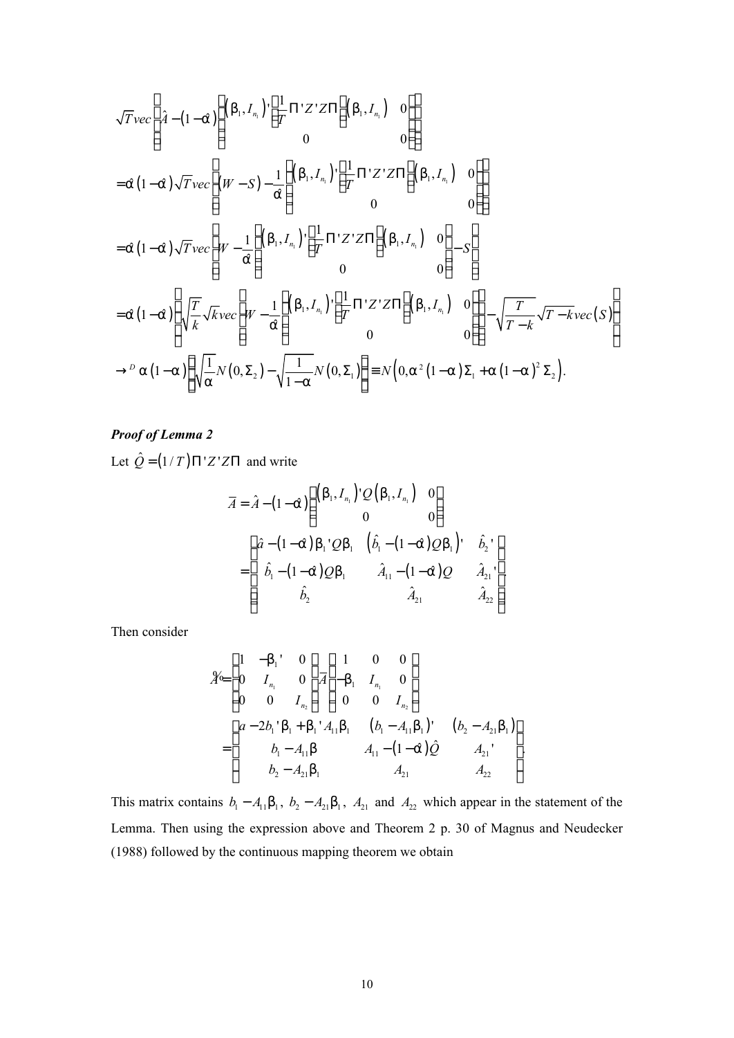$$
\sqrt{T}vec\left(\hat{A}-(1-\hat{\alpha})\begin{pmatrix}(\beta_1, I_{n_1})'\left(\frac{1}{T}\Pi'Z'Z\Pi\right)(\beta_1, I_{n_1}) & 0\\ 0 & 0\end{pmatrix}\right)
$$

$$
=\hat{\alpha}(1-\hat{\alpha})\sqrt{T}vec\left((W-S)-\frac{1}{\hat{\alpha}}\begin{pmatrix}(\beta_1, I_{n_1})'\left(\frac{1}{T}\Pi'Z'Z\Pi\right)(\beta_1, I_{n_1}) & 0\\ 0 & 0\end{pmatrix}\right)
$$

$$
=\hat{\alpha}(1-\hat{\alpha})\sqrt{T}vec\left(W-\frac{1}{\hat{\alpha}}\begin{pmatrix}(\beta_1, I_{n_1})'\left(\frac{1}{T}\Pi'Z'Z\Pi\right)(\beta_1, I_{n_1}) & 0\\ 0 & 0\end{pmatrix}-S\right)
$$

$$
=\hat{\alpha}(1-\hat{\alpha})\left(\sqrt{\frac{T}{k}}\sqrt{k}vec\left(W-\frac{1}{\hat{\alpha}}\begin{pmatrix}(\beta_1, I_{n_1})'\left(\frac{1}{T}\Pi'Z'Z\Pi\right)(\beta_1, I_{n_1}) & 0\\ 0 & 0\end{pmatrix}\right)-\sqrt{\frac{T}{T-k}}\sqrt{T-k}vec(S)\right)
$$

$$
\to^{D}\alpha(1-\alpha)\left(\sqrt{\frac{1}{\alpha}}N(0,\Sigma_2)-\sqrt{\frac{1}{1-\alpha}}N(0,\Sigma_1)\right)\equiv N\left(0,\alpha^2(1-\alpha)\Sigma_1+\alpha(1-\alpha)^2\Sigma_2\right).
$$

***Proof of Lemma 2***

Let $\hat{Q}=(1/T)\Pi'Z'Z\Pi$ and write

$$
\overline{A}=\hat{A}-(1-\hat{\alpha})\begin{pmatrix}(\beta_1, I_{n_1})'Q(\beta_1, I_{n_1}) & 0\\ 0 & 0\end{pmatrix}
$$

$$
=\begin{pmatrix}\hat{a}-(1-\hat{\alpha})\beta_1'Q\beta_1 & \left(\hat{b}_1-(1-\hat{\alpha})Q\beta_1\right)' & \hat{b}_2'\\ \hat{b}_1-(1-\hat{\alpha})Q\beta_1 & \hat{A}_{11}-(1-\hat{\alpha})Q & \hat{A}_{21}'\\ \hat{b}_2 & \hat{A}_{21} & \hat{A}_{22}\end{pmatrix}.
$$

Then consider

$$
\tilde{A}=\begin{pmatrix}1 & -\beta_1' & 0\\ 0 & I_{n_1} & 0\\ 0 & 0 & I_{n_2}\end{pmatrix}\overline{A}\begin{pmatrix}1 & 0 & 0\\ -\beta_1 & I_{n_1} & 0\\ 0 & 0 & I_{n_2}\end{pmatrix}
$$

$$
=\begin{pmatrix}a-2b_1'\beta_1+\beta_1'A_{11}\beta_1 & (b_1-A_{11}\beta_1)' & (b_2-A_{21}\beta_1)\\ b_1-A_{11}\beta & A_{11}-(1-\hat{\alpha})\hat{Q} & A_{21}'\\ b_2-A_{21}\beta_1 & A_{21} & A_{22}\end{pmatrix}.
$$

This matrix contains $b_1-A_{11}\beta_1$, $b_2-A_{21}\beta_1$, $A_{21}$ and $A_{22}$ which appear in the statement of the Lemma. Then using the expression above and Theorem 2 p. 30 of Magnus and Neudecker (1988) followed by the continuous mapping theorem we obtain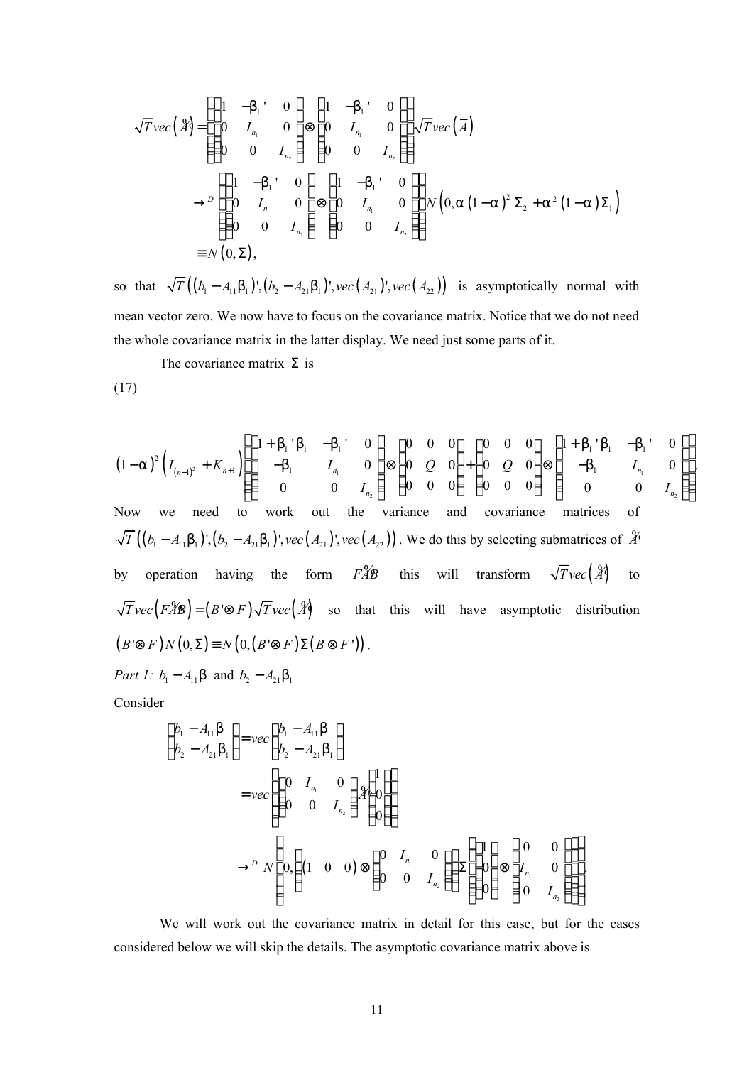$$
\begin{aligned}
\sqrt{T}vec\left(\tilde{A}\right) &= \left(\begin{pmatrix} 1 & -\beta_1' & 0 \\ 0 & I_{n_1} & 0 \\ 0 & 0 & I_{n_2} \end{pmatrix} \otimes \begin{pmatrix} 1 & -\beta_1' & 0 \\ 0 & I_{n_1} & 0 \\ 0 & 0 & I_{n_2} \end{pmatrix}\right)\sqrt{T}vec\left(\overline{A}\right) \\
&\to^D \left(\begin{pmatrix} 1 & -\beta_1' & 0 \\ 0 & I_{n_1} & 0 \\ 0 & 0 & I_{n_2} \end{pmatrix} \otimes \begin{pmatrix} 1 & -\beta_1' & 0 \\ 0 & I_{n_1} & 0 \\ 0 & 0 & I_{n_2} \end{pmatrix}\right) N\left(0, \alpha\left(1-\alpha\right)^2 \Sigma_2 + \alpha^2\left(1-\alpha\right)\Sigma_1\right) \\
&\equiv N\left(0, \Sigma\right),
\end{aligned}
$$

so that $\sqrt{T}\left(\left(b_1 - A_{11}\beta_1\right)', \left(b_2 - A_{21}\beta_1\right)', vec\left(A_{21}\right)', vec\left(A_{22}\right)\right)$ is asymptotically normal with mean vector zero. We now have to focus on the covariance matrix. Notice that we do not need the whole covariance matrix in the latter display. We need just some parts of it.

The covariance matrix $\Sigma$ is

(17)

$$
\left(1-\alpha\right)^2\left(I_{(n+1)^2} + K_{n+1}\right)\left(\begin{pmatrix} 1+\beta_1'\beta_1 & -\beta_1' & 0 \\ -\beta_1 & I_{n_1} & 0 \\ 0 & 0 & I_{n_2} \end{pmatrix} \otimes \begin{pmatrix} 0 & 0 & 0 \\ 0 & Q & 0 \\ 0 & 0 & 0 \end{pmatrix} + \begin{pmatrix} 0 & 0 & 0 \\ 0 & Q & 0 \\ 0 & 0 & 0 \end{pmatrix} \otimes \begin{pmatrix} 1+\beta_1'\beta_1 & -\beta_1' & 0 \\ -\beta_1 & I_{n_1} & 0 \\ 0 & 0 & I_{n_2} \end{pmatrix}\right).
$$

Now we need to work out the variance and covariance matrices of $\sqrt{T}\left(\left(b_1 - A_{11}\beta_1\right)', \left(b_2 - A_{21}\beta_1\right)', vec\left(A_{21}\right)', vec\left(A_{22}\right)\right)$. We do this by selecting submatrices of $\tilde{A}$ by operation having the form $F\tilde{A}B$ this will transform $\sqrt{T}vec\left(\tilde{A}\right)$ to $\sqrt{T}vec\left(F\tilde{A}B\right) = \left(B' \otimes F\right)\sqrt{T}vec\left(\tilde{A}\right)$ so that this will have asymptotic distribution $\left(B' \otimes F\right)N\left(0, \Sigma\right) \equiv N\left(0, \left(B' \otimes F\right)\Sigma\left(B \otimes F'\right)\right)$.

*Part 1:* $b_1 - A_{11}\beta$ and $b_2 - A_{21}\beta_1$

Consider

$$
\begin{aligned}
\begin{pmatrix} b_1 - A_{11}\beta \\ b_2 - A_{21}\beta_1 \end{pmatrix} &= vec\begin{pmatrix} b_1 - A_{11}\beta \\ b_2 - A_{21}\beta_1 \end{pmatrix} \\
&= vec\left(\begin{pmatrix} 0 & I_{n_1} & 0 \\ 0 & 0 & I_{n_2} \end{pmatrix}\tilde{A}\begin{pmatrix} 1 \\ 0 \\ 0 \end{pmatrix}\right) \\
&\to^D N\left(0, \left(\begin{pmatrix} 1 & 0 & 0 \end{pmatrix} \otimes \begin{pmatrix} 0 & I_{n_1} & 0 \\ 0 & 0 & I_{n_2} \end{pmatrix}\right)\Sigma\left(\begin{pmatrix} 1 \\ 0 \\ 0 \end{pmatrix} \otimes \begin{pmatrix} 0 & 0 \\ I_{n_1} & 0 \\ 0 & I_{n_2} \end{pmatrix}\right)\right).
\end{aligned}
$$

We will work out the covariance matrix in detail for this case, but for the cases considered below we will skip the details. The asymptotic covariance matrix above is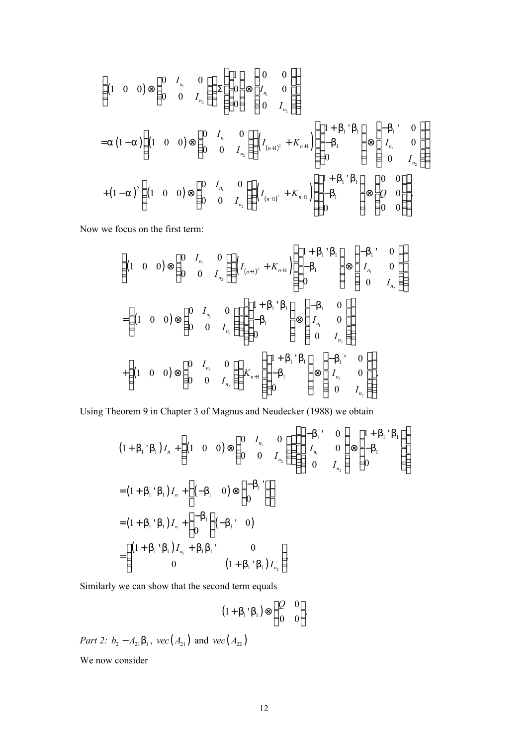$$\left[\begin{pmatrix}1 & 0 & 0\end{pmatrix} \otimes \begin{bmatrix}0 & I_{n_1} & 0 \\ 0 & 0 & I_{n_2}\end{bmatrix}\right] \Sigma \left[\begin{bmatrix}1 \\ 0 \\ 0\end{bmatrix} \otimes \begin{bmatrix}0 & 0 \\ I_{n_1} & 0 \\ 0 & I_{n_2}\end{bmatrix}\right]$$

$$= \alpha\left(1-\alpha\right)\left[\begin{pmatrix}1 & 0 & 0\end{pmatrix} \otimes \begin{bmatrix}0 & I_{n_1} & 0 \\ 0 & 0 & I_{n_2}\end{bmatrix}\right]\left(I_{(n+1)^2} + K_{n+1}\right)\left[\begin{bmatrix}1+\beta_1'\beta_1 \\ -\beta_1 \\ 0\end{bmatrix} \otimes \begin{bmatrix}-\beta_1' & 0 \\ I_{n_1} & 0 \\ 0 & I_{n_2}\end{bmatrix}\right]$$

$$+\left(1-\alpha\right)^2\left[\begin{pmatrix}1 & 0 & 0\end{pmatrix} \otimes \begin{bmatrix}0 & I_{n_1} & 0 \\ 0 & 0 & I_{n_2}\end{bmatrix}\right]\left(I_{(n+1)^2} + K_{n+1}\right)\left[\begin{bmatrix}1+\beta_1'\beta_1 \\ -\beta_1 \\ 0\end{bmatrix} \otimes \begin{bmatrix}0 & 0 \\ Q & 0 \\ 0 & 0\end{bmatrix}\right].$$

Now we focus on the first term:

$$\left[\begin{pmatrix}1 & 0 & 0\end{pmatrix} \otimes \begin{bmatrix}0 & I_{n_1} & 0 \\ 0 & 0 & I_{n_2}\end{bmatrix}\right]\left(I_{(n+1)^2} + K_{n+1}\right)\left[\begin{bmatrix}1+\beta_1'\beta_1 \\ -\beta_1 \\ 0\end{bmatrix} \otimes \begin{bmatrix}-\beta_1' & 0 \\ I_{n_1} & 0 \\ 0 & I_{n_2}\end{bmatrix}\right]$$

$$= \left[\begin{pmatrix}1 & 0 & 0\end{pmatrix} \otimes \begin{bmatrix}0 & I_{n_1} & 0 \\ 0 & 0 & I_{n_2}\end{bmatrix}\right]\left[\begin{bmatrix}1+\beta_1'\beta_1 \\ -\beta_1 \\ 0\end{bmatrix} \otimes \begin{bmatrix}-\beta_1 & 0 \\ I_{n_1} & 0 \\ 0 & I_{n_2}\end{bmatrix}\right]$$

$$+ \left[\begin{pmatrix}1 & 0 & 0\end{pmatrix} \otimes \begin{bmatrix}0 & I_{n_1} & 0 \\ 0 & 0 & I_{n_2}\end{bmatrix}\right] K_{n+1}\left[\begin{bmatrix}1+\beta_1'\beta_1 \\ -\beta_1 \\ 0\end{bmatrix} \otimes \begin{bmatrix}-\beta_1' & 0 \\ I_{n_1} & 0 \\ 0 & I_{n_2}\end{bmatrix}\right].$$

Using Theorem 9 in Chapter 3 of Magnus and Neudecker (1988) we obtain

$$\left(1+\beta_1'\beta_1\right)I_n + \left[\begin{pmatrix}1 & 0 & 0\end{pmatrix} \otimes \begin{bmatrix}0 & I_{n_1} & 0 \\ 0 & 0 & I_{n_2}\end{bmatrix}\right]\left[\begin{bmatrix}-\beta_1' & 0 \\ I_{n_1} & 0 \\ 0 & I_{n_2}\end{bmatrix} \otimes \begin{bmatrix}1+\beta_1'\beta_1 \\ -\beta_1 \\ 0\end{bmatrix}\right]$$

$$= \left(1+\beta_1'\beta_1\right)I_n + \left[\begin{pmatrix}-\beta_1 & 0\end{pmatrix} \otimes \begin{bmatrix}-\beta_1' \\ 0\end{bmatrix}\right]$$

$$= \left(1+\beta_1'\beta_1\right)I_n + \begin{bmatrix}-\beta_1 \\ 0\end{bmatrix}\begin{pmatrix}-\beta_1' & 0\end{pmatrix}$$

$$= \begin{bmatrix}\left(1+\beta_1'\beta_1\right)I_{n_1} + \beta_1\beta_1' & 0 \\ 0 & \left(1+\beta_1'\beta_1\right)I_{n_2}\end{bmatrix}.$$

Similarly we can show that the second term equals

$$\left(1+\beta_1'\beta_1\right) \otimes \begin{bmatrix}Q & 0 \\ 0 & 0\end{bmatrix}.$$

*Part 2:* $b_2 - A_{21}\beta_1$, $vec\left(A_{21}\right)$ and $vec\left(A_{22}\right)$

We now consider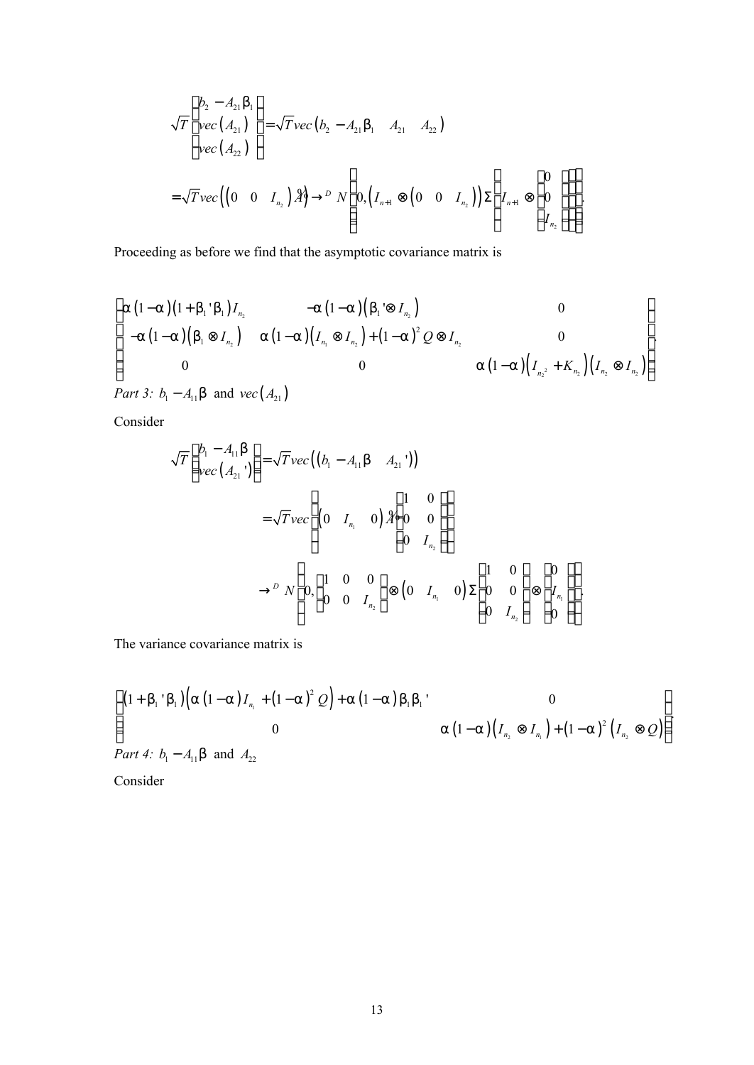$$\sqrt{T}\begin{pmatrix} b_2 - A_{21}\beta_1 \\ vec(A_{21}) \\ vec(A_{22}) \end{pmatrix} = \sqrt{T}\, vec\begin{pmatrix} b_2 - A_{21}\beta_1 & A_{21} & A_{22} \end{pmatrix}$$

$$= \sqrt{T}\, vec\left(\begin{pmatrix} 0 & 0 & I_{n_2} \end{pmatrix} \tilde{A}\right) \to^{D} N\left(0, \left(I_{n+1} \otimes \begin{pmatrix} 0 & 0 & I_{n_2} \end{pmatrix}\right) \Sigma \left(I_{n+1} \otimes \begin{pmatrix} 0 \\ 0 \\ I_{n_2} \end{pmatrix}\right)\right).$$

Proceeding as before we find that the asymptotic covariance matrix is

$$\begin{pmatrix} \alpha(1-\alpha)(1+\beta_1'\beta_1) I_{n_2} & -\alpha(1-\alpha)(\beta_1' \otimes I_{n_2}) & 0 \\ -\alpha(1-\alpha)(\beta_1 \otimes I_{n_2}) & \alpha(1-\alpha)(I_{n_1} \otimes I_{n_2}) + (1-\alpha)^2 Q \otimes I_{n_2} & 0 \\ 0 & 0 & \alpha(1-\alpha)\left(I_{n_2^2} + K_{n_2}\right)(I_{n_2} \otimes I_{n_2}) \end{pmatrix}.$$

*Part 3:* $b_1 - A_{11}\beta$ and $vec(A_{21})$

Consider

$$\sqrt{T}\begin{pmatrix} b_1 - A_{11}\beta \\ vec(A_{21}') \end{pmatrix} = \sqrt{T}\, vec\left(\begin{pmatrix} b_1 - A_{11}\beta & A_{21}' \end{pmatrix}\right)$$

$$= \sqrt{T}\, vec\left(\begin{pmatrix} 0 & I_{n_1} & 0 \end{pmatrix} \tilde{A} \begin{pmatrix} 1 & 0 \\ 0 & 0 \\ 0 & I_{n_2} \end{pmatrix}\right)$$

$$\to^{D} N\left(0, \left(\begin{pmatrix} 1 & 0 & 0 \\ 0 & 0 & I_{n_2} \end{pmatrix} \otimes \begin{pmatrix} 0 & I_{n_1} & 0 \end{pmatrix}\right) \Sigma \left(\begin{pmatrix} 1 & 0 \\ 0 & 0 \\ 0 & I_{n_2} \end{pmatrix} \otimes \begin{pmatrix} 0 \\ I_{n_1} \\ 0 \end{pmatrix}\right)\right).$$

The variance covariance matrix is

$$\begin{pmatrix} (1+\beta_1'\beta_1)\left(\alpha(1-\alpha) I_{n_1} + (1-\alpha)^2 Q\right) + \alpha(1-\alpha)\beta_1\beta_1' & 0 \\ 0 & \alpha(1-\alpha)\left(I_{n_2} \otimes I_{n_1}\right) + (1-\alpha)^2 \left(I_{n_2} \otimes Q\right) \end{pmatrix}.$$

*Part 4:* $b_1 - A_{11}\beta$ and $A_{22}$

Consider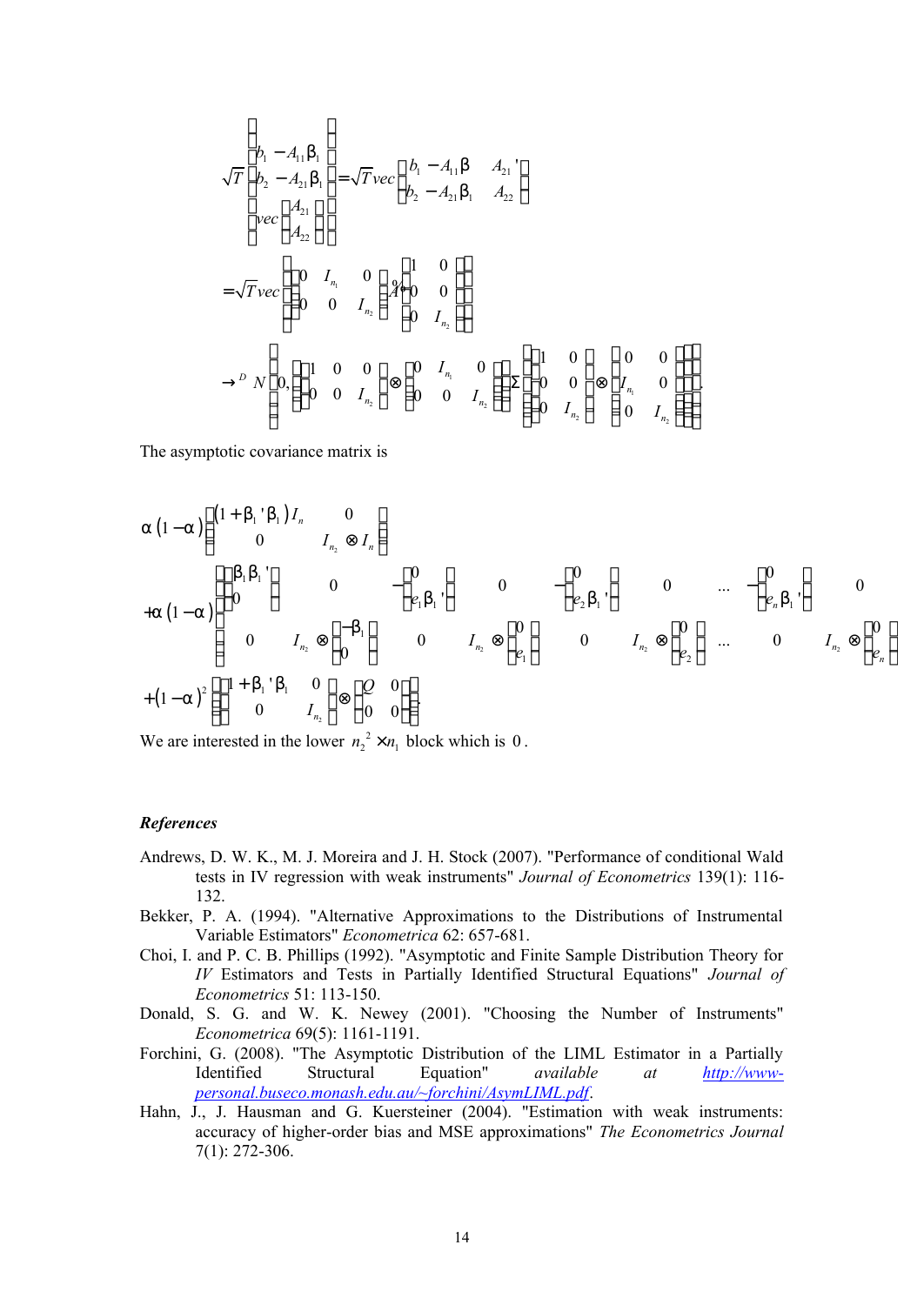$$
\sqrt{T}\begin{pmatrix} b_1 - A_{11}\beta_1 \\ b_2 - A_{21}\beta_1 \\ vec\begin{pmatrix} A_{21} \\ A_{22} \end{pmatrix} \end{pmatrix} = \sqrt{T}\, vec\begin{pmatrix} b_1 - A_{11}\beta & A_{21}{}' \\ b_2 - A_{21}\beta_1 & A_{22} \end{pmatrix}
$$

$$
= \sqrt{T}\, vec\left( \begin{pmatrix} 0 & I_{n_1} & 0 \\ 0 & 0 & I_{n_2} \end{pmatrix} \hat{A} \begin{pmatrix} 1 & 0 \\ 0 & 0 \\ 0 & I_{n_2} \end{pmatrix} \right)
$$

$$
\to^{D} N\left(0, \left( \begin{pmatrix} 1 & 0 & 0 \\ 0 & 0 & I_{n_2} \end{pmatrix} \otimes \begin{pmatrix} 0 & I_{n_1} & 0 \\ 0 & 0 & I_{n_2} \end{pmatrix} \right) \Sigma \left( \begin{pmatrix} 1 & 0 \\ 0 & 0 \\ 0 & I_{n_2} \end{pmatrix} \otimes \begin{pmatrix} 0 & 0 \\ I_{n_1} & 0 \\ 0 & I_{n_2} \end{pmatrix} \right) \right).
$$

The asymptotic covariance matrix is

$$
\alpha(1-\alpha)\begin{pmatrix} (1+\beta_1{}'\beta_1) I_n & 0 \\ 0 & I_{n_2} \otimes I_n \end{pmatrix}
$$

$$
+\alpha(1-\alpha)\begin{pmatrix} \begin{pmatrix} \beta_1\beta_1{}' & \\ 0 & \end{pmatrix} & 0 & -\begin{pmatrix} 0 & \\ e_1\beta_1{}' & \end{pmatrix} & 0 & -\begin{pmatrix} 0 & \\ e_2\beta_1{}' & \end{pmatrix} & 0 & \cdots & -\begin{pmatrix} 0 & \\ e_n\beta_1{}' & \end{pmatrix} & 0 \\ 0 & I_{n_2} \otimes \begin{pmatrix} -\beta_1 & \\ 0 & \end{pmatrix} & 0 & I_{n_2} \otimes \begin{pmatrix} 0 & \\ e_1 & \end{pmatrix} & 0 & I_{n_2} \otimes \begin{pmatrix} 0 & \\ e_2 & \end{pmatrix} & \cdots & 0 & I_{n_2} \otimes \begin{pmatrix} 0 & \\ e_n & \end{pmatrix} \end{pmatrix}
$$

$$
+(1-\alpha)^2 \left( \begin{pmatrix} 1+\beta_1{}'\beta_1 & 0 \\ 0 & I_{n_2} \end{pmatrix} \otimes \begin{pmatrix} Q & 0 \\ 0 & 0 \end{pmatrix} \right).
$$

We are interested in the lower $n_2^2 \times n_1$ block which is $0$.

### *References*

Andrews, D. W. K., M. J. Moreira and J. H. Stock (2007). "Performance of conditional Wald tests in IV regression with weak instruments" *Journal of Econometrics* 139(1): 116-132.

Bekker, P. A. (1994). "Alternative Approximations to the Distributions of Instrumental Variable Estimators" *Econometrica* 62: 657-681.

Choi, I. and P. C. B. Phillips (1992). "Asymptotic and Finite Sample Distribution Theory for *IV* Estimators and Tests in Partially Identified Structural Equations" *Journal of Econometrics* 51: 113-150.

Donald, S. G. and W. K. Newey (2001). "Choosing the Number of Instruments" *Econometrica* 69(5): 1161-1191.

Forchini, G. (2008). "The Asymptotic Distribution of the LIML Estimator in a Partially Identified Structural Equation" *available at* http://www-personal.buseco.monash.edu.au/~forchini/AsymLIML.pdf.

Hahn, J., J. Hausman and G. Kuersteiner (2004). "Estimation with weak instruments: accuracy of higher-order bias and MSE approximations" *The Econometrics Journal* 7(1): 272-306.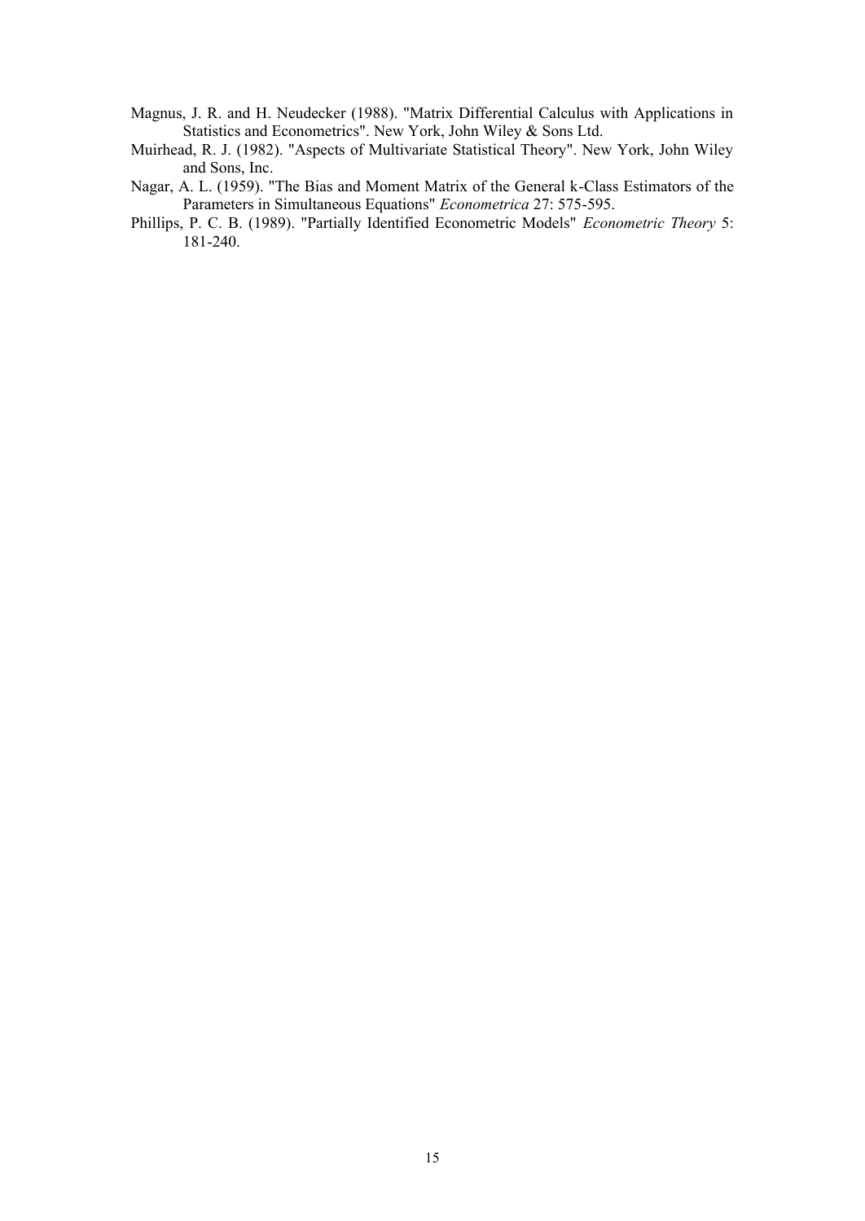Magnus, J. R. and H. Neudecker (1988). "Matrix Differential Calculus with Applications in Statistics and Econometrics". New York, John Wiley & Sons Ltd.

Muirhead, R. J. (1982). "Aspects of Multivariate Statistical Theory". New York, John Wiley and Sons, Inc.

Nagar, A. L. (1959). "The Bias and Moment Matrix of the General k-Class Estimators of the Parameters in Simultaneous Equations" *Econometrica* 27: 575-595.

Phillips, P. C. B. (1989). "Partially Identified Econometric Models" *Econometric Theory* 5: 181-240.